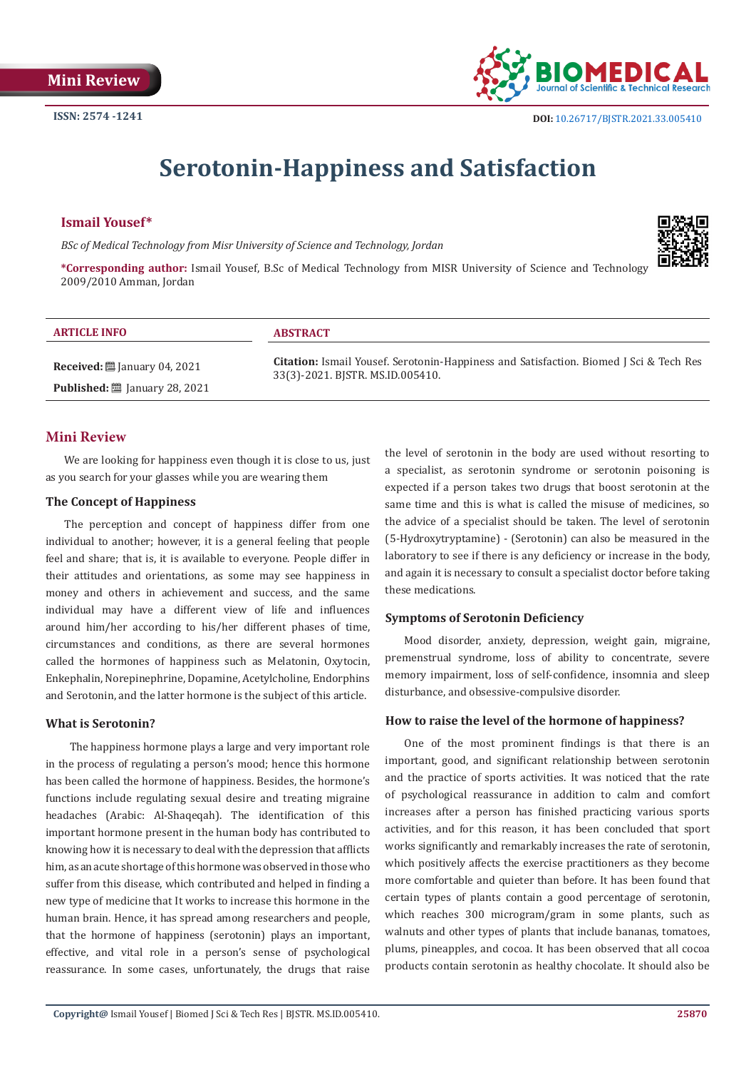Mini Review

ISSN: 2574 -1241

DOI: 10.26717/BJSTR.2021.33.005410

# Serotonin-Happiness and Satisfaction

**Ismail Yousef***

*BSc of Medical Technology from Misr University of Science and Technology, Jordan*

***Corresponding author:** Ismail Yousef, B.Sc of Medical Technology from MISR University of Science and Technology 2009/2010 Amman, Jordan

**ARTICLE INFO**

**Received:** January 04, 2021

**Published:** January 28, 2021

**ABSTRACT**

**Citation:** Ismail Yousef. Serotonin-Happiness and Satisfaction. Biomed J Sci & Tech Res 33(3)-2021. BJSTR. MS.ID.005410.

## Mini Review

We are looking for happiness even though it is close to us, just as you search for your glasses while you are wearing them

### The Concept of Happiness

The perception and concept of happiness differ from one individual to another; however, it is a general feeling that people feel and share; that is, it is available to everyone. People differ in their attitudes and orientations, as some may see happiness in money and others in achievement and success, and the same individual may have a different view of life and influences around him/her according to his/her different phases of time, circumstances and conditions, as there are several hormones called the hormones of happiness such as Melatonin, Oxytocin, Enkephalin, Norepinephrine, Dopamine, Acetylcholine, Endorphins and Serotonin, and the latter hormone is the subject of this article.

### What is Serotonin?

The happiness hormone plays a large and very important role in the process of regulating a person's mood; hence this hormone has been called the hormone of happiness. Besides, the hormone's functions include regulating sexual desire and treating migraine headaches (Arabic: Al-Shaqeqah). The identification of this important hormone present in the human body has contributed to knowing how it is necessary to deal with the depression that afflicts him, as an acute shortage of this hormone was observed in those who suffer from this disease, which contributed and helped in finding a new type of medicine that It works to increase this hormone in the human brain. Hence, it has spread among researchers and people, that the hormone of happiness (serotonin) plays an important, effective, and vital role in a person's sense of psychological reassurance. In some cases, unfortunately, the drugs that raise the level of serotonin in the body are used without resorting to a specialist, as serotonin syndrome or serotonin poisoning is expected if a person takes two drugs that boost serotonin at the same time and this is what is called the misuse of medicines, so the advice of a specialist should be taken. The level of serotonin (5-Hydroxytryptamine) - (Serotonin) can also be measured in the laboratory to see if there is any deficiency or increase in the body, and again it is necessary to consult a specialist doctor before taking these medications.

### Symptoms of Serotonin Deficiency

Mood disorder, anxiety, depression, weight gain, migraine, premenstrual syndrome, loss of ability to concentrate, severe memory impairment, loss of self-confidence, insomnia and sleep disturbance, and obsessive-compulsive disorder.

### How to raise the level of the hormone of happiness?

One of the most prominent findings is that there is an important, good, and significant relationship between serotonin and the practice of sports activities. It was noticed that the rate of psychological reassurance in addition to calm and comfort increases after a person has finished practicing various sports activities, and for this reason, it has been concluded that sport works significantly and remarkably increases the rate of serotonin, which positively affects the exercise practitioners as they become more comfortable and quieter than before. It has been found that certain types of plants contain a good percentage of serotonin, which reaches 300 microgram/gram in some plants, such as walnuts and other types of plants that include bananas, tomatoes, plums, pineapples, and cocoa. It has been observed that all cocoa products contain serotonin as healthy chocolate. It should also be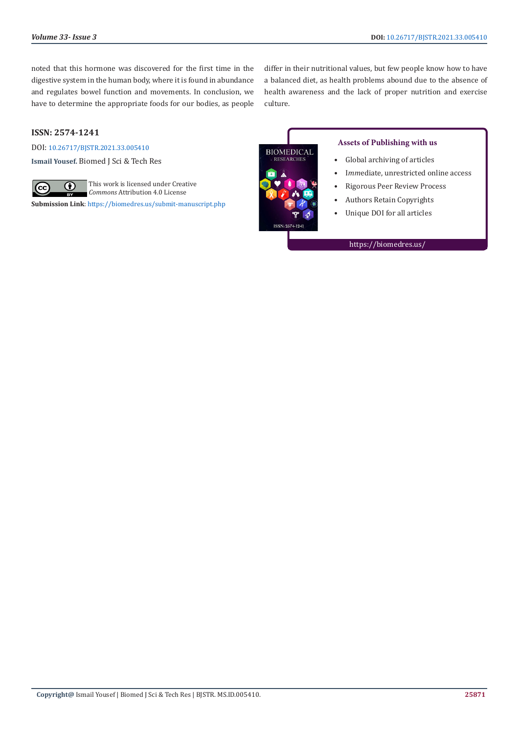noted that this hormone was discovered for the first time in the digestive system in the human body, where it is found in abundance and regulates bowel function and movements. In conclusion, we have to determine the appropriate foods for our bodies, as people differ in their nutritional values, but few people know how to have a balanced diet, as health problems abound due to the absence of health awareness and the lack of proper nutrition and exercise culture.

**ISSN: 2574-1241**

DOI: 10.26717/BJSTR.2021.33.005410

**Ismail Yousef.** Biomed J Sci & Tech Res

This work is licensed under Creative *Commons* Attribution 4.0 License

**Submission Link**: https://biomedres.us/submit-manuscript.php

BIOMEDICAL RESEARCHES

ISSN: 2574-1241

**Assets of Publishing with us**

- Global archiving of articles
- Immediate, unrestricted online access
- Rigorous Peer Review Process
- Authors Retain Copyrights
- Unique DOI for all articles

https://biomedres.us/